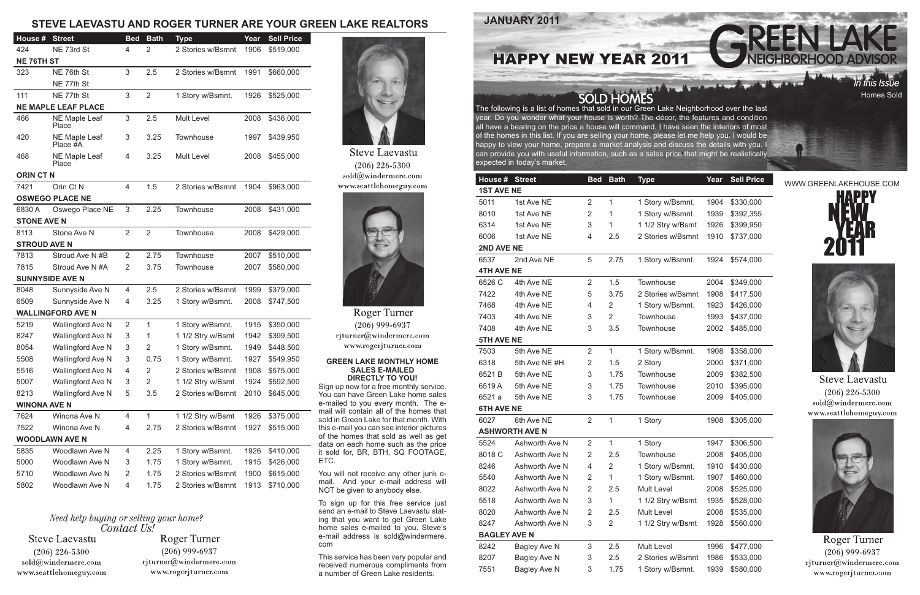## STEVE LAEVASTU AND ROGER TURNER ARE YOUR GREEN LAKE REALTORS

| House # | Street | Bed | Bath | Type | Year | Sell Price |
|---|---|---|---|---|---|---|
| 424 | NE 73rd St | 4 | 2 | 2 Stories w/Bsmnt | 1906 | $519,000 |
| **NE 76TH ST** | | | | | | |
| 323 | NE 76th St NE 77th St | 3 | 2.5 | 2 Stories w/Bsmnt | 1991 | $660,000 |
| 111 | NE 77th St | 3 | 2 | 1 Story w/Bsmnt. | 1926 | $525,000 |
| **NE MAPLE LEAF PLACE** | | | | | | |
| 466 | NE Maple Leaf Place | 3 | 2.5 | Mult Level | 2008 | $436,000 |
| 420 | NE Maple Leaf Place #A | 3 | 3.25 | Townhouse | 1997 | $439,950 |
| 468 | NE Maple Leaf Place | 4 | 3.25 | Mult Level | 2008 | $455,000 |
| **ORIN CT N** | | | | | | |
| 7421 | Orin Ct N | 4 | 1.5 | 2 Stories w/Bsmnt | 1904 | $963,000 |
| **OSWEGO PLACE NE** | | | | | | |
| 6830 A | Oswego Place NE | 3 | 2.25 | Townhouse | 2008 | $431,000 |
| **STONE AVE N** | | | | | | |
| 8113 | Stone Ave N | 2 | 2 | Townhouse | 2008 | $429,000 |
| **STROUD AVE N** | | | | | | |
| 7813 | Stroud Ave N #B | 2 | 2.75 | Townhouse | 2007 | $510,000 |
| 7815 | Stroud Ave N #A | 2 | 3.75 | Townhouse | 2007 | $580,000 |
| **SUNNYSIDE AVE N** | | | | | | |
| 8048 | Sunnyside Ave N | 4 | 2.5 | 2 Stories w/Bsmnt | 1999 | $379,000 |
| 6509 | Sunnyside Ave N | 4 | 3.25 | 1 Story w/Bsmnt. | 2008 | $747,500 |
| **WALLINGFORD AVE N** | | | | | | |
| 5219 | Wallingford Ave N | 2 | 1 | 1 Story w/Bsmnt. | 1915 | $350,000 |
| 8247 | Wallingford Ave N | 3 | 1 | 1 1/2 Stry w/Bsmt | 1942 | $399,500 |
| 8054 | Wallingford Ave N | 3 | 2 | 1 Story w/Bsmnt. | 1949 | $448,500 |
| 5508 | Wallingford Ave N | 3 | 0.75 | 1 Story w/Bsmnt. | 1927 | $549,950 |
| 5516 | Wallingford Ave N | 4 | 2 | 2 Stories w/Bsmnt | 1908 | $575,000 |
| 5007 | Wallingford Ave N | 3 | 2 | 1 1/2 Stry w/Bsmt | 1924 | $592,500 |
| 8213 | Wallingford Ave N | 5 | 3.5 | 2 Stories w/Bsmnt | 2010 | $645,000 |
| **WINONA AVE N** | | | | | | |
| 7624 | Winona Ave N | 4 | 1 | 1 1/2 Stry w/Bsmt | 1926 | $375,000 |
| 7522 | Winona Ave N | 4 | 2.75 | 2 Stories w/Bsmnt | 1927 | $515,000 |
| **WOODLAWN AVE N** | | | | | | |
| 5835 | Woodlawn Ave N | 4 | 2.25 | 1 Story w/Bsmnt. | 1926 | $410,000 |
| 5000 | Woodlawn Ave N | 3 | 1.75 | 1 Story w/Bsmnt. | 1915 | $426,000 |
| 5710 | Woodlawn Ave N | 2 | 1.75 | 2 Stories w/Bsmnt | 1900 | $615,000 |
| 5802 | Woodlawn Ave N | 4 | 1.75 | 2 Stories w/Bsmnt | 1913 | $710,000 |

*Need help buying or selling your home? Contact Us!*

Steve Laevastu
(206) 226-5300
sold@windermere.com
www.seattlehomeguy.com

Roger Turner
(206) 999-6937
rjturner@windermere.com
www.rogerjturner.com

Steve Laevastu
(206) 226-5300
sold@windermere.com
www.seattlehomeguy.com

Roger Turner
(206) 999-6937
rjturner@windermere.com
www.rogerjturner.com

### GREEN LAKE MONTHLY HOME SALES E-MAILED DIRECTLY TO YOU!

Sign up now for a free monthly service. You can have Green Lake home sales e-mailed to you every month. The e-mail will contain all of the homes that sold in Green Lake for that month. With this e-mail you can see interior pictures of the homes that sold as well as get data on each home such as the price it sold for, BR, BTH, SQ FOOTAGE, ETC.

You will not receive any other junk e-mail. And your e-mail address will NOT be given to anybody else.

To sign up for this free service just send an e-mail to Steve Laevastu stating that you want to get Green Lake home sales e-mailed to you. Steve's e-mail address is sold@windermere.com

This service has been very popular and received numerous compliments from a number of Green Lake residents.

**JANUARY 2011**

# HAPPY NEW YEAR 2011

# GREEN LAKE NEIGHBORHOOD ADVISOR

*In this Issue*
Homes Sold

## SOLD HOMES

The following is a list of homes that sold in our Green Lake Neighborhood over the last year. Do you wonder what your house is worth? The décor, the features and condition all have a bearing on the price a house will command. I have seen the interiors of most of the homes in this list. If you are selling your home, please let me help you. I would be happy to view your home, prepare a market analysis and discuss the details with you. I can provide you with useful information, such as a sales price that might be realistically expected in today's market.

| House # | Street | Bed | Bath | Type | Year | Sell Price |
|---|---|---|---|---|---|---|
| **1ST AVE NE** | | | | | | |
| 5011 | 1st Ave NE | 2 | 1 | 1 Story w/Bsmnt. | 1904 | $330,000 |
| 8010 | 1st Ave NE | 2 | 1 | 1 Story w/Bsmnt. | 1939 | $392,355 |
| 6314 | 1st Ave NE | 3 | 1 | 1 1/2 Stry w/Bsmt | 1926 | $399,950 |
| 6006 | 1st Ave NE | 4 | 2.5 | 2 Stories w/Bsmnt | 1910 | $737,000 |
| **2ND AVE NE** | | | | | | |
| 6537 | 2nd Ave NE | 5 | 2.75 | 1 Story w/Bsmnt. | 1924 | $574,000 |
| **4TH AVE NE** | | | | | | |
| 6526 C | 4th Ave NE | 2 | 1.5 | Townhouse | 2004 | $349,000 |
| 7422 | 4th Ave NE | 5 | 3.75 | 2 Stories w/Bsmnt | 1908 | $417,500 |
| 7468 | 4th Ave NE | 4 | 2 | 1 Story w/Bsmnt. | 1923 | $426,000 |
| 7403 | 4th Ave NE | 3 | 2 | Townhouse | 1993 | $437,000 |
| 7408 | 4th Ave NE | 3 | 3.5 | Townhouse | 2002 | $485,000 |
| **5TH AVE NE** | | | | | | |
| 7503 | 5th Ave NE | 2 | 1 | 1 Story w/Bsmnt. | 1908 | $358,000 |
| 6318 | 5th Ave NE #H | 2 | 1.5 | 2 Story | 2000 | $371,000 |
| 6521 B | 5th Ave NE | 3 | 1.75 | Townhouse | 2009 | $382,500 |
| 6519 A | 5th Ave NE | 3 | 1.75 | Townhouse | 2010 | $395,000 |
| 6521 a | 5th Ave NE | 3 | 1.75 | Townhouse | 2009 | $405,000 |
| **6TH AVE NE** | | | | | | |
| 6027 | 6th Ave NE | 2 | 1 | 1 Story | 1908 | $305,000 |
| **ASHWORTH AVE N** | | | | | | |
| 5524 | Ashworth Ave N | 2 | 1 | 1 Story | 1947 | $306,500 |
| 8018 C | Ashworth Ave N | 2 | 2.5 | Townhouse | 2008 | $405,000 |
| 8246 | Ashworth Ave N | 4 | 2 | 1 Story w/Bsmnt. | 1910 | $430,000 |
| 5540 | Ashworth Ave N | 2 | 1 | 1 Story w/Bsmnt. | 1907 | $460,000 |
| 8022 | Ashworth Ave N | 2 | 2.5 | Mult Level | 2008 | $525,000 |
| 5518 | Ashworth Ave N | 3 | 1 | 1 1/2 Stry w/Bsmt | 1935 | $528,000 |
| 8020 | Ashworth Ave N | 2 | 2.5 | Mult Level | 2008 | $535,000 |
| 8247 | Ashworth Ave N | 3 | 2 | 1 1/2 Stry w/Bsmt | 1928 | $560,000 |
| **BAGLEY AVE N** | | | | | | |
| 8242 | Bagley Ave N | 3 | 2.5 | Mult Level | 1996 | $477,000 |
| 8207 | Bagley Ave N | 3 | 2.5 | 2 Stories w/Bsmnt | 1986 | $533,000 |
| 7551 | Bagley Ave N | 3 | 1.75 | 1 Story w/Bsmnt. | 1939 | $580,000 |

WWW.GREENLAKEHOUSE.COM

HAPPY NEW YEAR 2011

Steve Laevastu
(206) 226-5300
sold@windermere.com
www.seattlehomeguy.com

Roger Turner
(206) 999-6937
rjturner@windermere.com
www.rogerjturner.com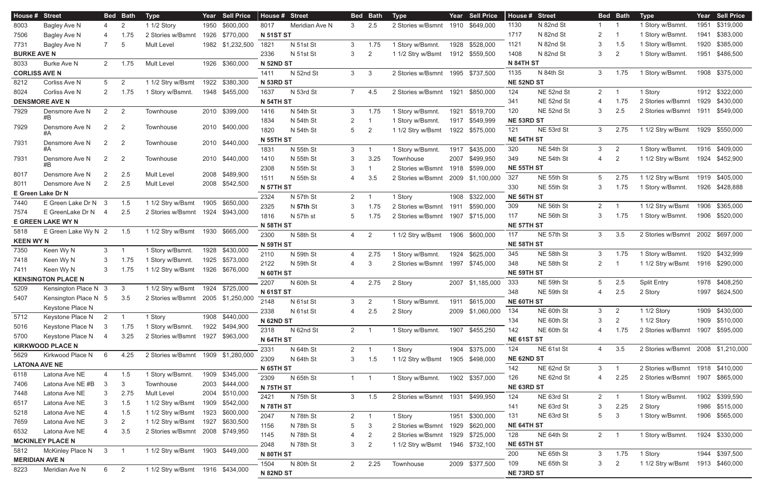| House # | Street | Bed | Bath | Type | Year | Sell Price |
|---|---|---|---|---|---|---|
| 8003 | Bagley Ave N | 4 | 2 | 1 1/2 Story | 1950 | $600,000 |
| 7506 | Bagley Ave N | 4 | 1.75 | 2 Stories w/Bsmnt | 1926 | $770,000 |
| 7731 | Bagley Ave N | 7 | 5 | Mult Level | 1982 | $1,232,500 |
| **BURKE AVE N** | | | | | | |
| 8033 | Burke Ave N | 2 | 1.75 | Mult Level | 1926 | $360,000 |
| **CORLISS AVE N** | | | | | | |
| 8212 | Corliss Ave N | 5 | 2 | 1 1/2 Stry w/Bsmt | 1922 | $380,300 |
| 8024 | Corliss Ave N | 2 | 1.75 | 1 Story w/Bsmnt. | 1948 | $455,000 |
| **DENSMORE AVE N** | | | | | | |
| 7929 | Densmore Ave N #B | 2 | 2 | Townhouse | 2010 | $399,000 |
| 7929 | Densmore Ave N #A | 2 | 2 | Townhouse | 2010 | $400,000 |
| 7931 | Densmore Ave N #A | 2 | 2 | Townhouse | 2010 | $440,000 |
| 7931 | Densmore Ave N #B | 2 | 2 | Townhouse | 2010 | $440,000 |
| 8017 | Densmore Ave N | 2 | 2.5 | Mult Level | 2008 | $489,900 |
| 8011 | Densmore Ave N | 2 | 2.5 | Mult Level | 2008 | $542,500 |
| **E Green Lake Dr N** | | | | | | |
| 7440 | E Green Lake Dr N | 3 | 1.5 | 1 1/2 Stry w/Bsmt | 1905 | $650,000 |
| 7574 | E GreenLake Dr N | 4 | 2.5 | 2 Stories w/Bsmnt | 1924 | $943,000 |
| **E GREEN LAKE WY N** | | | | | | |
| 5818 | E Green Lake Wy N | 2 | 1.5 | 1 1/2 Stry w/Bsmt | 1930 | $665,000 |
| **KEEN WY N** | | | | | | |
| 7350 | Keen Wy N | 3 | 1 | 1 Story w/Bsmnt. | 1928 | $430,000 |
| 7418 | Keen Wy N | 3 | 1.75 | 1 Story w/Bsmnt. | 1925 | $573,000 |
| 7411 | Keen Wy N | 3 | 1.75 | 1 1/2 Stry w/Bsmt | 1926 | $676,000 |
| **KENSINGTON PLACE N** | | | | | | |
| 5209 | Kensington Place N | 3 | 3 | 1 1/2 Stry w/Bsmt | 1924 | $725,000 |
| 5407 | Kensington Place N | 5 | 3.5 | 2 Stories w/Bsmnt | 2005 | $1,250,000 |
| | Keystone Place N | | | | | |
| 5712 | Keystone Place N | 2 | 1 | 1 Story | 1908 | $440,000 |
| 5016 | Keystone Place N | 3 | 1.75 | 1 Story w/Bsmnt. | 1922 | $494,900 |
| 5700 | Keystone Place N | 4 | 3.25 | 2 Stories w/Bsmnt | 1927 | $963,000 |
| **KIRKWOOD PLACE N** | | | | | | |
| 5629 | Kirkwood Place N | 6 | 4.25 | 2 Stories w/Bsmnt | 1909 | $1,280,000 |
| **LATONA AVE NE** | | | | | | |
| 6118 | Latona Ave NE | 4 | 1.5 | 1 Story w/Bsmnt. | 1909 | $345,000 |
| 7406 | Latona Ave NE #B | 3 | 3 | Townhouse | 2003 | $444,000 |
| 7448 | Latona Ave NE | 3 | 2.75 | Mult Level | 2004 | $510,000 |
| 6517 | Latona Ave NE | 3 | 1.5 | 1 1/2 Stry w/Bsmt | 1909 | $542,000 |
| 5218 | Latona Ave NE | 4 | 1.5 | 1 1/2 Stry w/Bsmt | 1923 | $600,000 |
| 7659 | Latona Ave NE | 3 | 2 | 1 1/2 Stry w/Bsmt | 1927 | $630,500 |
| 6532 | Latona Ave NE | 4 | 3.5 | 2 Stories w/Bsmnt | 2008 | $749,950 |
| **MCKINLEY PLACE N** | | | | | | |
| 5812 | McKinley Place N | 3 | 1 | 1 1/2 Stry w/Bsmt | 1903 | $449,000 |
| **MERIDIAN AVE N** | | | | | | |
| 8223 | Meridian Ave N | 6 | 2 | 1 1/2 Stry w/Bsmt | 1916 | $434,000 |
| 8017 | Meridian Ave N | 3 | 2.5 | 2 Stories w/Bsmnt | 1910 | $649,000 |
| **N 51ST ST** | | | | | | |
| 1821 | N 51st St | 3 | 1.75 | 1 Story w/Bsmnt. | 1928 | $528,000 |
| 2336 | N 51st St | 3 | 2 | 1 1/2 Stry w/Bsmt | 1912 | $559,500 |
| **N 52ND ST** | | | | | | |
| 1411 | N 52nd St | 3 | 3 | 2 Stories w/Bsmnt | 1995 | $737,500 |
| **N 53RD ST** | | | | | | |
| 1637 | N 53rd St | 7 | 4.5 | 2 Stories w/Bsmnt | 1921 | $850,000 |
| **N 54TH ST** | | | | | | |
| 1416 | N 54th St | 3 | 1.75 | 1 Story w/Bsmnt. | 1921 | $519,700 |
| 1834 | N 54th St | 2 | 1 | 1 Story w/Bsmnt. | 1917 | $549,999 |
| 1820 | N 54th St | 5 | 2 | 1 1/2 Stry w/Bsmt | 1922 | $575,000 |
| **N 55TH ST** | | | | | | |
| 1831 | N 55th St | 3 | 1 | 1 Story w/Bsmnt. | 1917 | $435,000 |
| 1410 | N 55th St | 3 | 3.25 | Townhouse | 2007 | $499,950 |
| 2308 | N 55th St | 3 | 1 | 2 Stories w/Bsmnt | 1918 | $599,000 |
| 1511 | N 55th St | 4 | 3.5 | 2 Stories w/Bsmnt | 2009 | $1,100,000 |
| **N 57TH ST** | | | | | | |
| 2324 | N 57th St | 2 | 1 | 1 Story | 1908 | $322,000 |
| 2325 | N **57th** St | 3 | 1.75 | 2 Stories w/Bsmnt | 1911 | $590,000 |
| 1816 | N 57th st | 5 | 1.75 | 2 Stories w/Bsmnt | 1907 | $715,000 |
| **N 58TH ST** | | | | | | |
| 2300 | N 58th St | 4 | 2 | 1 1/2 Stry w/Bsmt | 1906 | $600,000 |
| **N 59TH ST** | | | | | | |
| 2110 | N 59th St | 4 | 2.75 | 1 Story w/Bsmnt. | 1924 | $625,000 |
| 2122 | N 59th St | 4 | 3 | 2 Stories w/Bsmnt | 1997 | $745,000 |
| **N 60TH ST** | | | | | | |
| 2207 | N 60th St | 4 | 2.75 | 2 Story | 2007 | $1,185,000 |
| **N 61ST ST** | | | | | | |
| 2148 | N 61st St | 3 | 2 | 1 Story w/Bsmnt. | 1911 | $615,000 |
| 2338 | N 61st St | 4 | 2.5 | 2 Story | 2009 | $1,060,000 |
| **N 62ND ST** | | | | | | |
| 2318 | N 62nd St | 2 | 1 | 1 Story w/Bsmnt. | 1907 | $455,250 |
| **N 64TH ST** | | | | | | |
| 2331 | N 64th St | 2 | 1 | 1 Story | 1904 | $375,000 |
| 2309 | N 64th St | 3 | 1.5 | 1 1/2 Stry w/Bsmt | 1905 | $498,000 |
| **N 65TH ST** | | | | | | |
| 2309 | N 65th St | 1 | 1 | 1 Story w/Bsmnt. | 1902 | $357,000 |
| **N 75TH ST** | | | | | | |
| 2421 | N 75th St | 3 | 1.5 | 2 Stories w/Bsmnt | 1931 | $499,950 |
| **N 78TH ST** | | | | | | |
| 2047 | N 78th St | 2 | 1 | 1 Story | 1951 | $300,000 |
| 1156 | N 78th St | 5 | 3 | 2 Stories w/Bsmnt | 1929 | $620,000 |
| 1145 | N 78th St | 4 | 2 | 2 Stories w/Bsmnt | 1929 | $725,000 |
| 2048 | N 78th St | 3 | 2 | 1 1/2 Stry w/Bsmt | 1946 | $732,100 |
| **N 80TH ST** | | | | | | |
| 1504 | N 80th St | 2 | 2.25 | Townhouse | 2009 | $377,500 |
| **N 82ND ST** | | | | | | |
| 1130 | N 82nd St | 1 | 1 | 1 Story w/Bsmnt. | 1951 | $319,000 |
| 1717 | N 82nd St | 2 | 1 | 1 Story w/Bsmnt. | 1941 | $383,000 |
| 1121 | N 82nd St | 3 | 1.5 | 1 Story w/Bsmnt. | 1920 | $385,000 |
| 1408 | N 82nd St | 3 | 2 | 1 Story w/Bsmnt. | 1951 | $486,500 |
| **N 84TH ST** | | | | | | |
| 1135 | N 84th St | 3 | 1.75 | 1 Story w/Bsmnt. | 1908 | $375,000 |
| **NE 52ND ST** | | | | | | |
| 124 | NE 52nd St | 2 | 1 | 1 Story | 1912 | $322,000 |
| 341 | NE 52nd St | 4 | 1.75 | 2 Stories w/Bsmnt | 1929 | $430,000 |
| 120 | NE 52nd St | 3 | 2.5 | 2 Stories w/Bsmnt | 1911 | $549,000 |
| **NE 53RD ST** | | | | | | |
| 121 | NE 53rd St | 3 | 2.75 | 1 1/2 Stry w/Bsmt | 1929 | $550,000 |
| **NE 54TH ST** | | | | | | |
| 320 | NE 54th St | 3 | 2 | 1 Story w/Bsmnt. | 1916 | $409,000 |
| 349 | NE 54th St | 4 | 2 | 1 1/2 Stry w/Bsmt | 1924 | $452,900 |
| **NE 55TH ST** | | | | | | |
| 327 | NE 55th St | 5 | 2.75 | 1 1/2 Stry w/Bsmt | 1919 | $405,000 |
| 330 | NE 55th St | 3 | 1.75 | 1 Story w/Bsmnt. | 1926 | $428,888 |
| **NE 56TH ST** | | | | | | |
| 309 | NE 56th St | 2 | 1 | 1 1/2 Stry w/Bsmt | 1906 | $365,000 |
| 117 | NE 56th St | 3 | 1.75 | 1 Story w/Bsmnt. | 1906 | $520,000 |
| **NE 57TH ST** | | | | | | |
| 117 | NE 57th St | 3 | 3.5 | 2 Stories w/Bsmnt | 2002 | $697,000 |
| **NE 58TH ST** | | | | | | |
| 345 | NE 58th St | 3 | 1.75 | 1 Story w/Bsmnt. | 1920 | $432,999 |
| 348 | NE 58th St | 2 | 1 | 1 1/2 Stry w/Bsmt | 1916 | $290,000 |
| **NE 59TH ST** | | | | | | |
| 333 | NE 59th St | 5 | 2.5 | Split Entry | 1978 | $408,250 |
| 348 | NE 59th St | 4 | 2.5 | 2 Story | 1997 | $624,500 |
| **NE 60TH ST** | | | | | | |
| 134 | NE 60th St | 3 | 2 | 1 1/2 Story | 1909 | $430,000 |
| 134 | NE 60th St | 3 | 2 | 1 1/2 Story | 1909 | $510,000 |
| 142 | NE 60th St | 4 | 1.75 | 2 Stories w/Bsmnt | 1907 | $595,000 |
| **NE 61ST ST** | | | | | | |
| 124 | NE 61st St | 4 | 3.5 | 2 Stories w/Bsmnt | 2008 | $1,210,000 |
| **NE 62ND ST** | | | | | | |
| 142 | NE 62nd St | 3 | 1 | 2 Stories w/Bsmnt | 1918 | $410,000 |
| 126 | NE 62nd St | 4 | 2.25 | 2 Stories w/Bsmnt | 1907 | $865,000 |
| **NE 63RD ST** | | | | | | |
| 124 | NE 63rd St | 2 | 1 | 1 Story w/Bsmnt. | 1902 | $399,590 |
| 141 | NE 63rd St | 3 | 2.25 | 2 Story | 1986 | $515,000 |
| 131 | NE 63rd St | 5 | 3 | 1 Story w/Bsmnt. | 1906 | $565,000 |
| **NE 64TH ST** | | | | | | |
| 128 | NE 64th St | 2 | 1 | 1 Story w/Bsmnt. | 1924 | $330,000 |
| **NE 65TH ST** | | | | | | |
| 200 | NE 65th St | 3 | 1.75 | 1 Story | 1944 | $397,500 |
| 109 | NE 65th St | 3 | 2 | 1 1/2 Stry w/Bsmt | 1913 | $460,000 |
| **NE 73RD ST** | | | | | | |